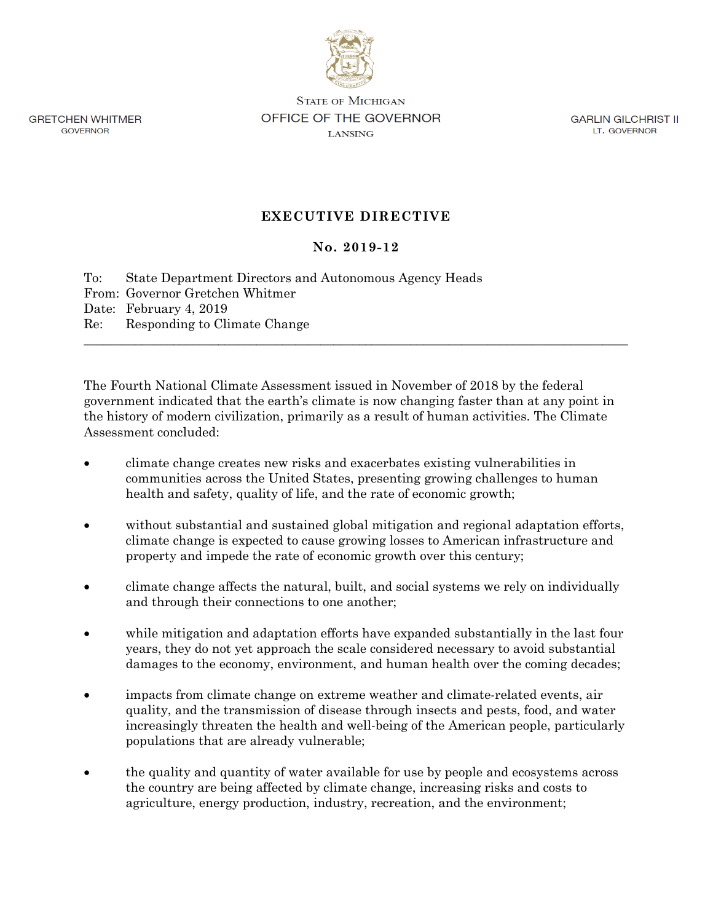GRETCHEN WHITMER
GOVERNOR

STATE OF MICHIGAN
OFFICE OF THE GOVERNOR
LANSING

GARLIN GILCHRIST II
LT. GOVERNOR

# EXECUTIVE DIRECTIVE

## No. 2019-12

To: State Department Directors and Autonomous Agency Heads
From: Governor Gretchen Whitmer
Date: February 4, 2019
Re: Responding to Climate Change

---

The Fourth National Climate Assessment issued in November of 2018 by the federal government indicated that the earth's climate is now changing faster than at any point in the history of modern civilization, primarily as a result of human activities. The Climate Assessment concluded:

- climate change creates new risks and exacerbates existing vulnerabilities in communities across the United States, presenting growing challenges to human health and safety, quality of life, and the rate of economic growth;

- without substantial and sustained global mitigation and regional adaptation efforts, climate change is expected to cause growing losses to American infrastructure and property and impede the rate of economic growth over this century;

- climate change affects the natural, built, and social systems we rely on individually and through their connections to one another;

- while mitigation and adaptation efforts have expanded substantially in the last four years, they do not yet approach the scale considered necessary to avoid substantial damages to the economy, environment, and human health over the coming decades;

- impacts from climate change on extreme weather and climate-related events, air quality, and the transmission of disease through insects and pests, food, and water increasingly threaten the health and well-being of the American people, particularly populations that are already vulnerable;

- the quality and quantity of water available for use by people and ecosystems across the country are being affected by climate change, increasing risks and costs to agriculture, energy production, industry, recreation, and the environment;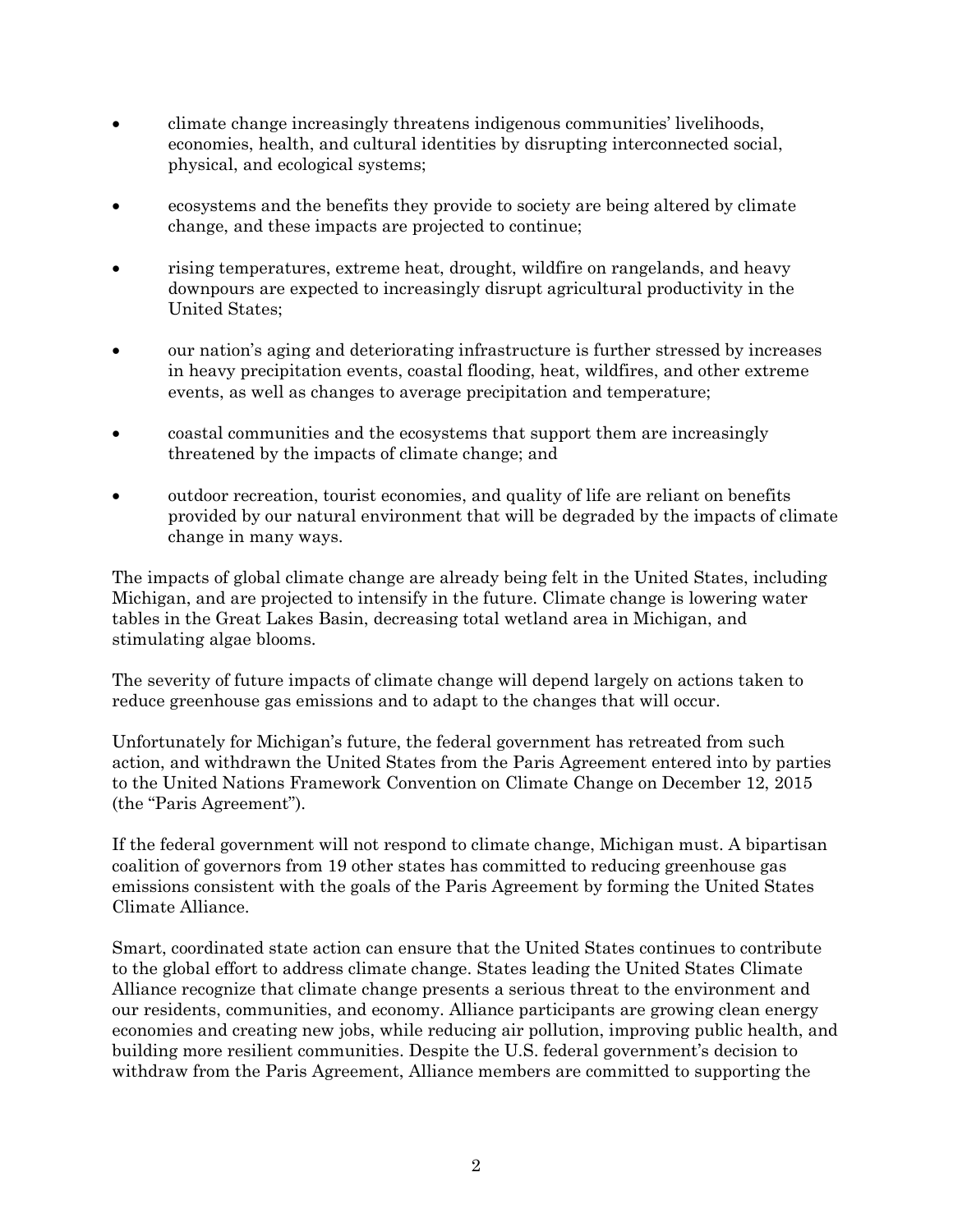- climate change increasingly threatens indigenous communities' livelihoods, economies, health, and cultural identities by disrupting interconnected social, physical, and ecological systems;

- ecosystems and the benefits they provide to society are being altered by climate change, and these impacts are projected to continue;

- rising temperatures, extreme heat, drought, wildfire on rangelands, and heavy downpours are expected to increasingly disrupt agricultural productivity in the United States;

- our nation's aging and deteriorating infrastructure is further stressed by increases in heavy precipitation events, coastal flooding, heat, wildfires, and other extreme events, as well as changes to average precipitation and temperature;

- coastal communities and the ecosystems that support them are increasingly threatened by the impacts of climate change; and

- outdoor recreation, tourist economies, and quality of life are reliant on benefits provided by our natural environment that will be degraded by the impacts of climate change in many ways.

The impacts of global climate change are already being felt in the United States, including Michigan, and are projected to intensify in the future. Climate change is lowering water tables in the Great Lakes Basin, decreasing total wetland area in Michigan, and stimulating algae blooms.

The severity of future impacts of climate change will depend largely on actions taken to reduce greenhouse gas emissions and to adapt to the changes that will occur.

Unfortunately for Michigan's future, the federal government has retreated from such action, and withdrawn the United States from the Paris Agreement entered into by parties to the United Nations Framework Convention on Climate Change on December 12, 2015 (the "Paris Agreement").

If the federal government will not respond to climate change, Michigan must. A bipartisan coalition of governors from 19 other states has committed to reducing greenhouse gas emissions consistent with the goals of the Paris Agreement by forming the United States Climate Alliance.

Smart, coordinated state action can ensure that the United States continues to contribute to the global effort to address climate change. States leading the United States Climate Alliance recognize that climate change presents a serious threat to the environment and our residents, communities, and economy. Alliance participants are growing clean energy economies and creating new jobs, while reducing air pollution, improving public health, and building more resilient communities. Despite the U.S. federal government's decision to withdraw from the Paris Agreement, Alliance members are committed to supporting the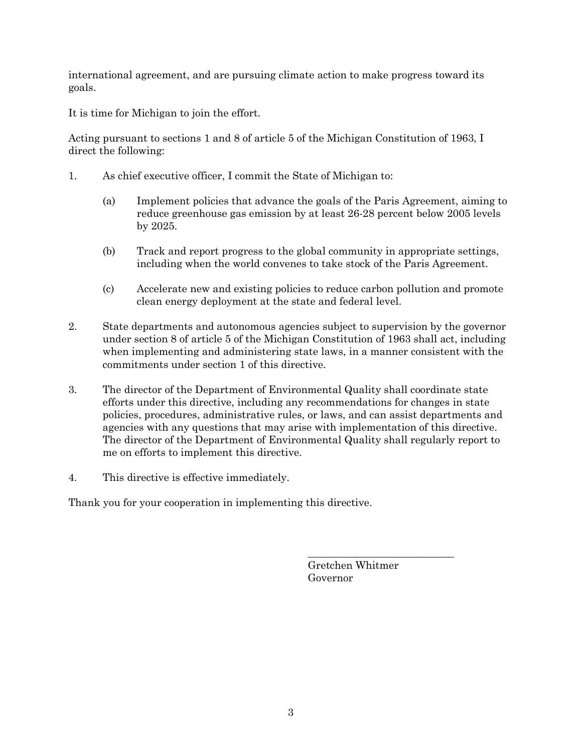international agreement, and are pursuing climate action to make progress toward its goals.

It is time for Michigan to join the effort.

Acting pursuant to sections 1 and 8 of article 5 of the Michigan Constitution of 1963, I direct the following:

1. As chief executive officer, I commit the State of Michigan to:

   (a) Implement policies that advance the goals of the Paris Agreement, aiming to reduce greenhouse gas emission by at least 26-28 percent below 2005 levels by 2025.

   (b) Track and report progress to the global community in appropriate settings, including when the world convenes to take stock of the Paris Agreement.

   (c) Accelerate new and existing policies to reduce carbon pollution and promote clean energy deployment at the state and federal level.

2. State departments and autonomous agencies subject to supervision by the governor under section 8 of article 5 of the Michigan Constitution of 1963 shall act, including when implementing and administering state laws, in a manner consistent with the commitments under section 1 of this directive.

3. The director of the Department of Environmental Quality shall coordinate state efforts under this directive, including any recommendations for changes in state policies, procedures, administrative rules, or laws, and can assist departments and agencies with any questions that may arise with implementation of this directive. The director of the Department of Environmental Quality shall regularly report to me on efforts to implement this directive.

4. This directive is effective immediately.

Thank you for your cooperation in implementing this directive.

\_\_\_\_\_\_\_\_\_\_\_\_\_\_\_\_\_\_\_\_\_\_\_\_\_\_\_\_

Gretchen Whitmer
Governor